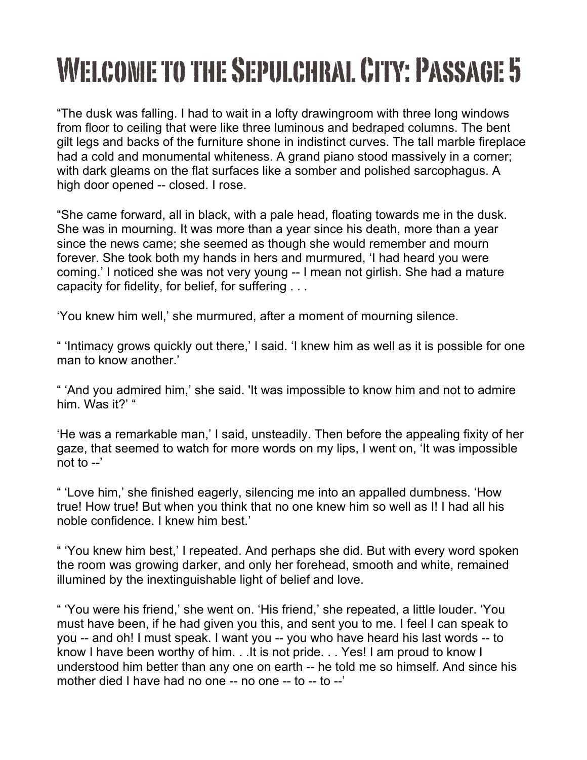# Welcome to the Sepulchral City: Passage 5

"The dusk was falling. I had to wait in a lofty drawingroom with three long windows from floor to ceiling that were like three luminous and bedraped columns. The bent gilt legs and backs of the furniture shone in indistinct curves. The tall marble fireplace had a cold and monumental whiteness. A grand piano stood massively in a corner; with dark gleams on the flat surfaces like a somber and polished sarcophagus. A high door opened -- closed. I rose.

"She came forward, all in black, with a pale head, floating towards me in the dusk. She was in mourning. It was more than a year since his death, more than a year since the news came; she seemed as though she would remember and mourn forever. She took both my hands in hers and murmured, 'I had heard you were coming.' I noticed she was not very young -- I mean not girlish. She had a mature capacity for fidelity, for belief, for suffering . . .

'You knew him well,' she murmured, after a moment of mourning silence.

" 'Intimacy grows quickly out there,' I said. 'I knew him as well as it is possible for one man to know another.'

" 'And you admired him,' she said. 'It was impossible to know him and not to admire him. Was it?' "

'He was a remarkable man,' I said, unsteadily. Then before the appealing fixity of her gaze, that seemed to watch for more words on my lips, I went on, 'It was impossible not to --'

" 'Love him,' she finished eagerly, silencing me into an appalled dumbness. 'How true! How true! But when you think that no one knew him so well as I! I had all his noble confidence. I knew him best.'

" 'You knew him best,' I repeated. And perhaps she did. But with every word spoken the room was growing darker, and only her forehead, smooth and white, remained illumined by the inextinguishable light of belief and love.

" 'You were his friend,' she went on. 'His friend,' she repeated, a little louder. 'You must have been, if he had given you this, and sent you to me. I feel I can speak to you -- and oh! I must speak. I want you -- you who have heard his last words -- to know I have been worthy of him. . .It is not pride. . . Yes! I am proud to know I understood him better than any one on earth -- he told me so himself. And since his mother died I have had no one -- no one -- to -- to --'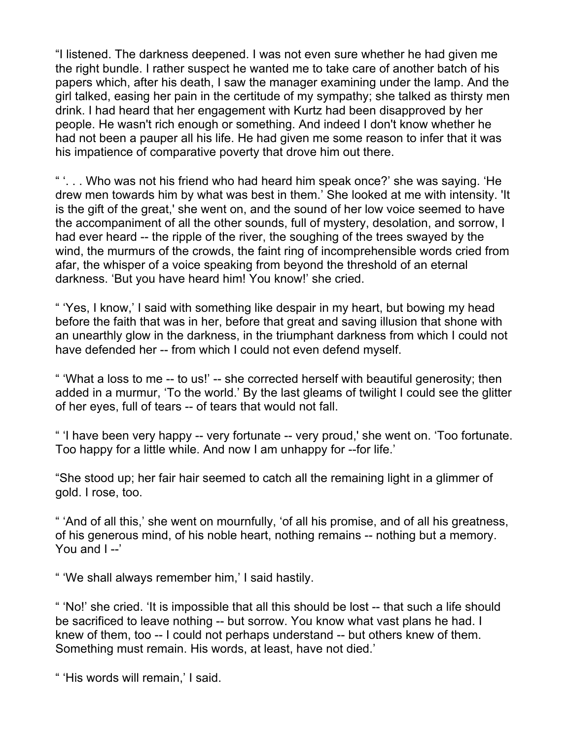"I listened. The darkness deepened. I was not even sure whether he had given me the right bundle. I rather suspect he wanted me to take care of another batch of his papers which, after his death, I saw the manager examining under the lamp. And the girl talked, easing her pain in the certitude of my sympathy; she talked as thirsty men drink. I had heard that her engagement with Kurtz had been disapproved by her people. He wasn't rich enough or something. And indeed I don't know whether he had not been a pauper all his life. He had given me some reason to infer that it was his impatience of comparative poverty that drove him out there.

" '. . . Who was not his friend who had heard him speak once?' she was saying. 'He drew men towards him by what was best in them.' She looked at me with intensity. 'It is the gift of the great,' she went on, and the sound of her low voice seemed to have the accompaniment of all the other sounds, full of mystery, desolation, and sorrow, I had ever heard -- the ripple of the river, the soughing of the trees swayed by the wind, the murmurs of the crowds, the faint ring of incomprehensible words cried from afar, the whisper of a voice speaking from beyond the threshold of an eternal darkness. 'But you have heard him! You know!' she cried.

" 'Yes, I know,' I said with something like despair in my heart, but bowing my head before the faith that was in her, before that great and saving illusion that shone with an unearthly glow in the darkness, in the triumphant darkness from which I could not have defended her -- from which I could not even defend myself.

" 'What a loss to me -- to us!' -- she corrected herself with beautiful generosity; then added in a murmur, 'To the world.' By the last gleams of twilight I could see the glitter of her eyes, full of tears -- of tears that would not fall.

" 'I have been very happy -- very fortunate -- very proud,' she went on. 'Too fortunate. Too happy for a little while. And now I am unhappy for --for life.'

"She stood up; her fair hair seemed to catch all the remaining light in a glimmer of gold. I rose, too.

" 'And of all this,' she went on mournfully, 'of all his promise, and of all his greatness, of his generous mind, of his noble heart, nothing remains -- nothing but a memory. You and I --'

" 'We shall always remember him,' I said hastily.

" 'No!' she cried. 'It is impossible that all this should be lost -- that such a life should be sacrificed to leave nothing -- but sorrow. You know what vast plans he had. I knew of them, too -- I could not perhaps understand -- but others knew of them. Something must remain. His words, at least, have not died.'

" 'His words will remain,' I said.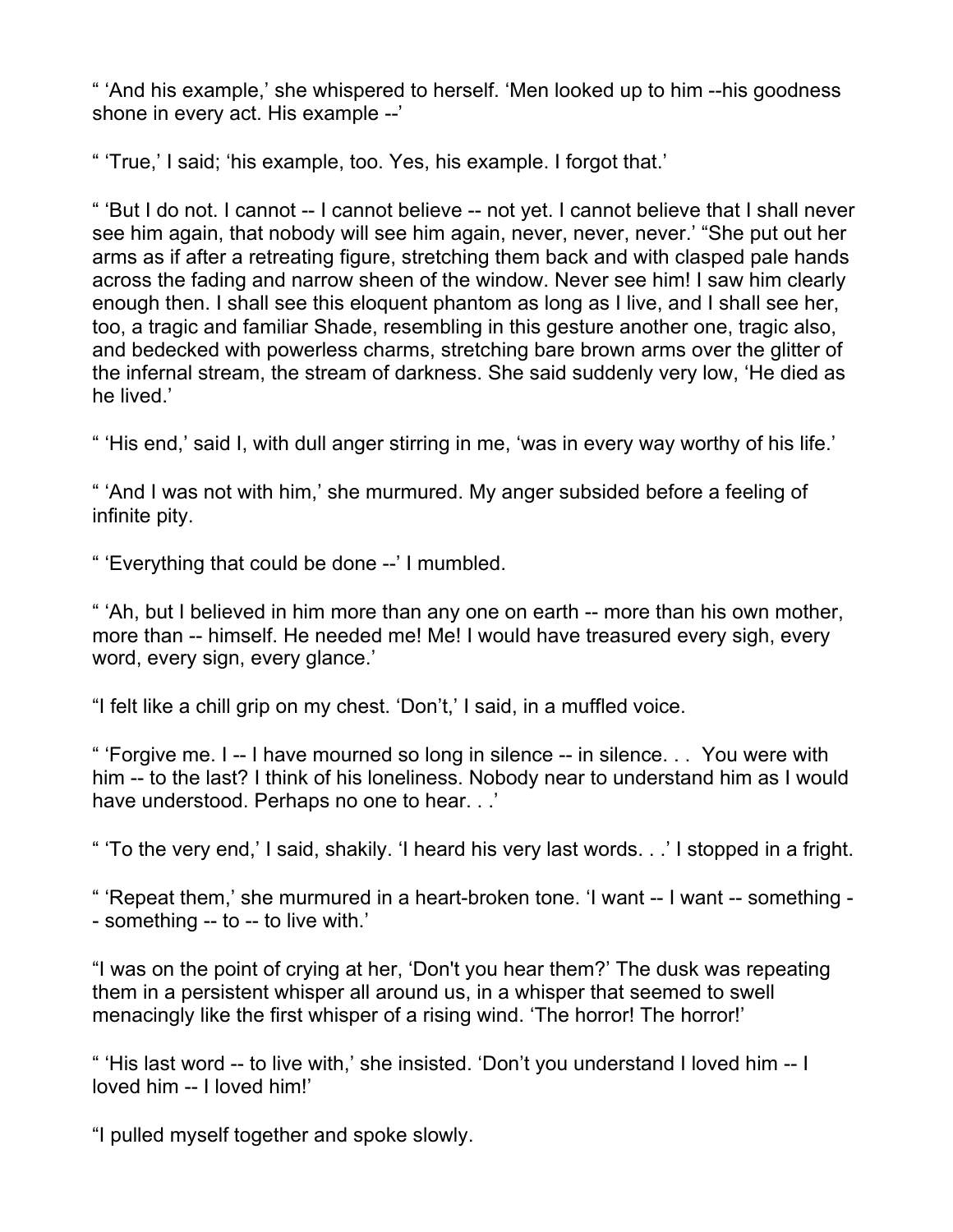" 'And his example,' she whispered to herself. 'Men looked up to him --his goodness shone in every act. His example --'

" 'True,' I said; 'his example, too. Yes, his example. I forgot that.'

" 'But I do not. I cannot -- I cannot believe -- not yet. I cannot believe that I shall never see him again, that nobody will see him again, never, never, never.' "She put out her arms as if after a retreating figure, stretching them back and with clasped pale hands across the fading and narrow sheen of the window. Never see him! I saw him clearly enough then. I shall see this eloquent phantom as long as I live, and I shall see her, too, a tragic and familiar Shade, resembling in this gesture another one, tragic also, and bedecked with powerless charms, stretching bare brown arms over the glitter of the infernal stream, the stream of darkness. She said suddenly very low, 'He died as he lived.'

" 'His end,' said I, with dull anger stirring in me, 'was in every way worthy of his life.'

" 'And I was not with him,' she murmured. My anger subsided before a feeling of infinite pity.

" 'Everything that could be done --' I mumbled.

" 'Ah, but I believed in him more than any one on earth -- more than his own mother, more than -- himself. He needed me! Me! I would have treasured every sigh, every word, every sign, every glance.'

"I felt like a chill grip on my chest. 'Don't,' I said, in a muffled voice.

" 'Forgive me. I -- I have mourned so long in silence -- in silence. . . You were with him -- to the last? I think of his loneliness. Nobody near to understand him as I would have understood. Perhaps no one to hear. . .'

" 'To the very end,' I said, shakily. 'I heard his very last words. . .' I stopped in a fright.

" 'Repeat them,' she murmured in a heart-broken tone. 'I want -- I want -- something -- something -- to -- to live with.'

"I was on the point of crying at her, 'Don't you hear them?' The dusk was repeating them in a persistent whisper all around us, in a whisper that seemed to swell menacingly like the first whisper of a rising wind. 'The horror! The horror!'

" 'His last word -- to live with,' she insisted. 'Don't you understand I loved him -- I loved him -- I loved him!'

"I pulled myself together and spoke slowly.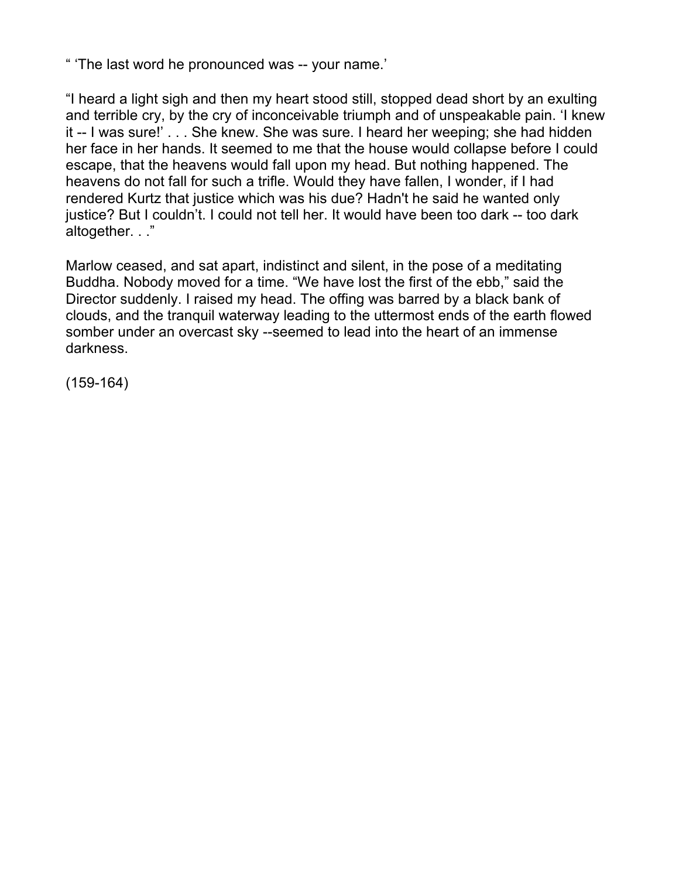" 'The last word he pronounced was -- your name.'

"I heard a light sigh and then my heart stood still, stopped dead short by an exulting and terrible cry, by the cry of inconceivable triumph and of unspeakable pain. 'I knew it -- I was sure!' . . . She knew. She was sure. I heard her weeping; she had hidden her face in her hands. It seemed to me that the house would collapse before I could escape, that the heavens would fall upon my head. But nothing happened. The heavens do not fall for such a trifle. Would they have fallen, I wonder, if I had rendered Kurtz that justice which was his due? Hadn't he said he wanted only justice? But I couldn't. I could not tell her. It would have been too dark -- too dark altogether. . ."

Marlow ceased, and sat apart, indistinct and silent, in the pose of a meditating Buddha. Nobody moved for a time. "We have lost the first of the ebb," said the Director suddenly. I raised my head. The offing was barred by a black bank of clouds, and the tranquil waterway leading to the uttermost ends of the earth flowed somber under an overcast sky --seemed to lead into the heart of an immense darkness.

(159-164)